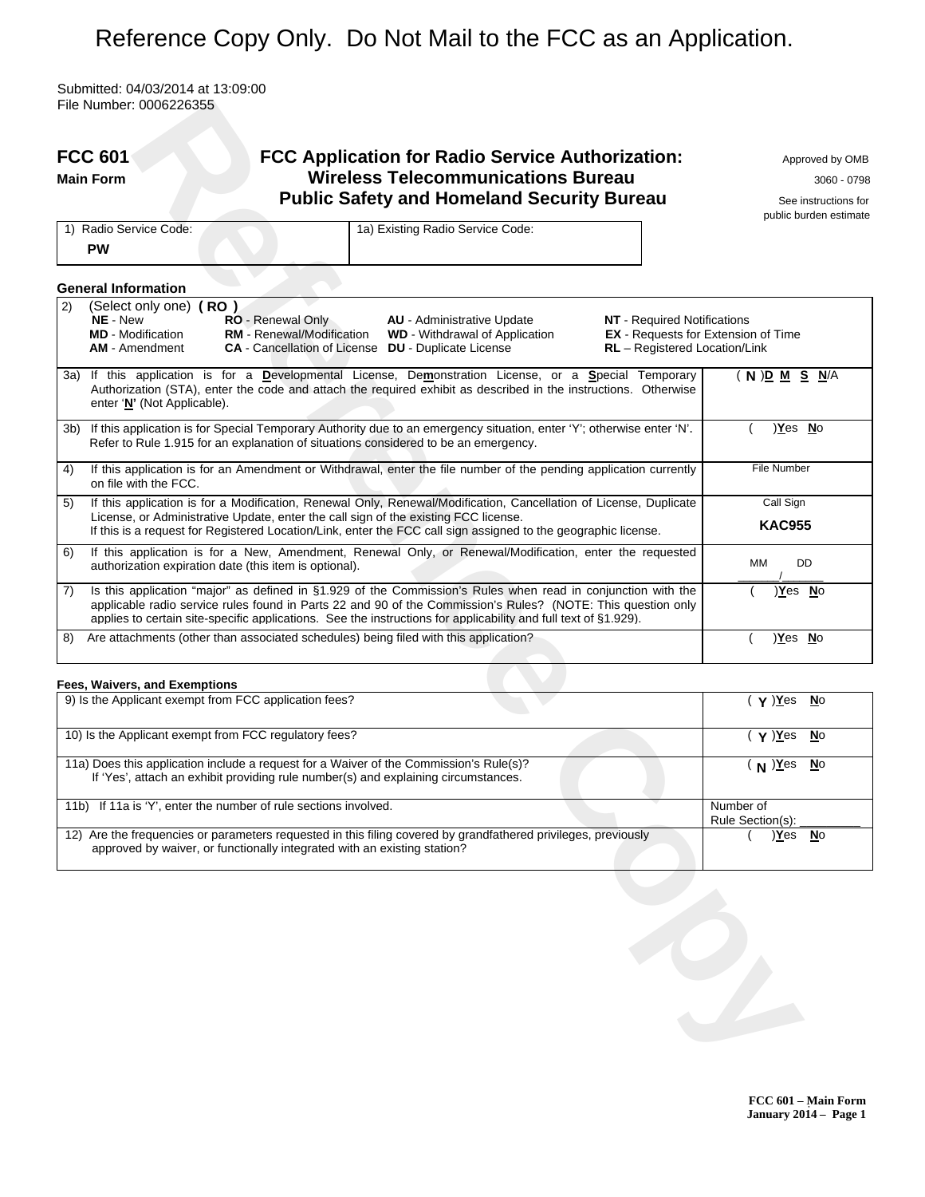# Reference Copy Only. Do Not Mail to the FCC as an Application.

Submitted: 04/03/2014 at 13:09:00
File Number: 0006226355

**FCC 601**
**Main Form**

## FCC Application for Radio Service Authorization: Wireless Telecommunications Bureau Public Safety and Homeland Security Bureau

Approved by OMB
3060 - 0798
See instructions for public burden estimate

| 1) Radio Service Code: | 1a) Existing Radio Service Code: |
|---|---|
| **PW** | |

### General Information

2) (Select only one) **( RO )**

| | | | |
|---|---|---|---|
| **NE** - New | **RO** - Renewal Only | **AU** - Administrative Update | **NT** - Required Notifications |
| **MD** - Modification | **RM** - Renewal/Modification | **WD** - Withdrawal of Application | **EX** - Requests for Extension of Time |
| **AM** - Amendment | **CA** - Cancellation of License | **DU** - Duplicate License | **RL** – Registered Location/Link |

| Question | Response |
|---|---|
| 3a) If this application is for a **D**evelopmental License, De**m**onstration License, or a **S**pecial Temporary Authorization (STA), enter the code and attach the required exhibit as described in the instructions. Otherwise enter '**N**' (Not Applicable). | ( **N** ) **D M S N**/A |
| 3b) If this application is for Special Temporary Authority due to an emergency situation, enter 'Y'; otherwise enter 'N'. Refer to Rule 1.915 for an explanation of situations considered to be an emergency. | ( ) **Y**es **N**o |
| 4) If this application is for an Amendment or Withdrawal, enter the file number of the pending application currently on file with the FCC. | File Number |
| 5) If this application is for a Modification, Renewal Only, Renewal/Modification, Cancellation of License, Duplicate License, or Administrative Update, enter the call sign of the existing FCC license. If this is a request for Registered Location/Link, enter the FCC call sign assigned to the geographic license. | Call Sign **KAC955** |
| 6) If this application is for a New, Amendment, Renewal Only, or Renewal/Modification, enter the requested authorization expiration date (this item is optional). | MM DD ___/___ |
| 7) Is this application "major" as defined in §1.929 of the Commission's Rules when read in conjunction with the applicable radio service rules found in Parts 22 and 90 of the Commission's Rules? (NOTE: This question only applies to certain site-specific applications. See the instructions for applicability and full text of §1.929). | ( ) **Y**es **N**o |
| 8) Are attachments (other than associated schedules) being filed with this application? | ( ) **Y**es **N**o |

### Fees, Waivers, and Exemptions

| Question | Response |
|---|---|
| 9) Is the Applicant exempt from FCC application fees? | ( **Y** ) **Y**es **N**o |
| 10) Is the Applicant exempt from FCC regulatory fees? | ( **Y** ) **Y**es **N**o |
| 11a) Does this application include a request for a Waiver of the Commission's Rule(s)? If 'Yes', attach an exhibit providing rule number(s) and explaining circumstances. | ( **N** ) **Y**es **N**o |
| 11b) If 11a is 'Y', enter the number of rule sections involved. | Number of Rule Section(s): ________ |
| 12) Are the frequencies or parameters requested in this filing covered by grandfathered privileges, previously approved by waiver, or functionally integrated with an existing station? | ( ) **Y**es **N**o |

**FCC 601 – Main Form**
**January 2014 – Page 1**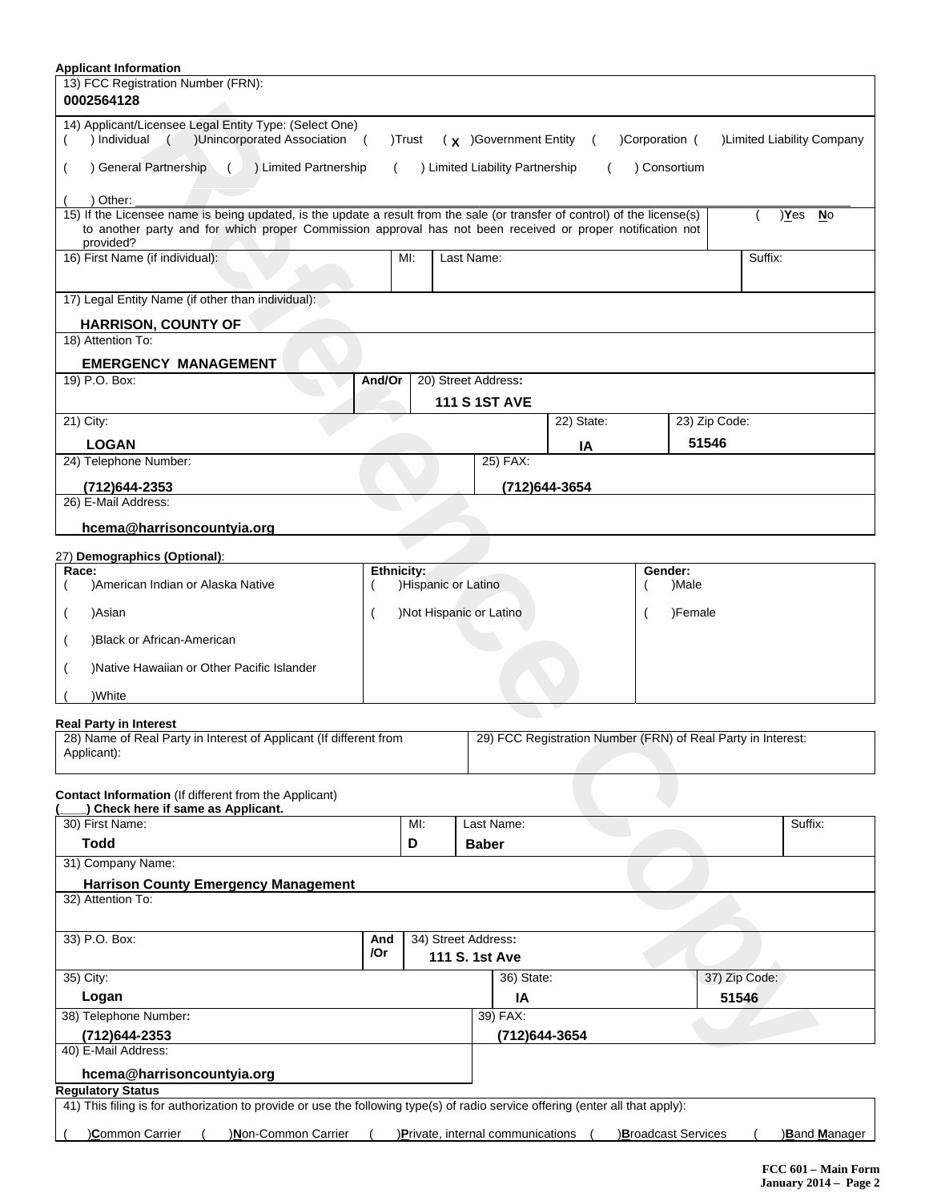**Applicant Information**

| 13) FCC Registration Number (FRN): |
|---|
| **0002564128** |

14) Applicant/Licensee Legal Entity Type: (Select One)
(  ) Individual  (  )Unincorporated Association  (  )Trust  ( X )Government Entity  (  )Corporation (  )Limited Liability Company
(  ) General Partnership  (  ) Limited Partnership  (  ) Limited Liability Partnership  (  ) Consortium
(  ) Other:

| 15) If the Licensee name is being updated, is the update a result from the sale (or transfer of control) of the license(s) to another party and for which proper Commission approval has not been received or proper notification not provided? | (  )Yes No |
|---|---|

| 16) First Name (if individual): | MI: | Last Name: | Suffix: |
|---|---|---|---|
| | | | |

17) Legal Entity Name (if other than individual):
**HARRISON, COUNTY OF**

18) Attention To:
**EMERGENCY MANAGEMENT**

| 19) P.O. Box: | And/Or | 20) Street Address: |
|---|---|---|
| | | **111 S 1ST AVE** |

| 21) City: | 22) State: | 23) Zip Code: |
|---|---|---|
| **LOGAN** | **IA** | **51546** |

| 24) Telephone Number: | 25) FAX: |
|---|---|
| **(712)644-2353** | **(712)644-3654** |

26) E-Mail Address:
**hcema@harrisoncountyia.org**

27) **Demographics (Optional)**:

| Race: | Ethnicity: | Gender: |
|---|---|---|
| (  )American Indian or Alaska Native | (  )Hispanic or Latino | (  )Male |
| (  )Asian | (  )Not Hispanic or Latino | (  )Female |
| (  )Black or African-American | | |
| (  )Native Hawaiian or Other Pacific Islander | | |
| (  )White | | |

**Real Party in Interest**

| 28) Name of Real Party in Interest of Applicant (If different from Applicant): | 29) FCC Registration Number (FRN) of Real Party in Interest: |
|---|---|
| | |

**Contact Information** (If different from the Applicant)
**(\_\_\_\_) Check here if same as Applicant.**

| 30) First Name: | MI: | Last Name: | Suffix: |
|---|---|---|---|
| **Todd** | **D** | **Baber** | |

31) Company Name:
**Harrison County Emergency Management**

32) Attention To:

| 33) P.O. Box: | And /Or | 34) Street Address: |
|---|---|---|
| | | **111 S. 1st Ave** |

| 35) City: | 36) State: | 37) Zip Code: |
|---|---|---|
| **Logan** | **IA** | **51546** |

| 38) Telephone Number: | 39) FAX: |
|---|---|
| **(712)644-2353** | **(712)644-3654** |

40) E-Mail Address:
**hcema@harrisoncountyia.org**

**Regulatory Status**

41) This filing is for authorization to provide or use the following type(s) of radio service offering (enter all that apply):

(  )**C**ommon Carrier  (  )**N**on-Common Carrier  (  )**P**rivate, internal communications  (  )**B**roadcast Services  (  )**B**and **M**anager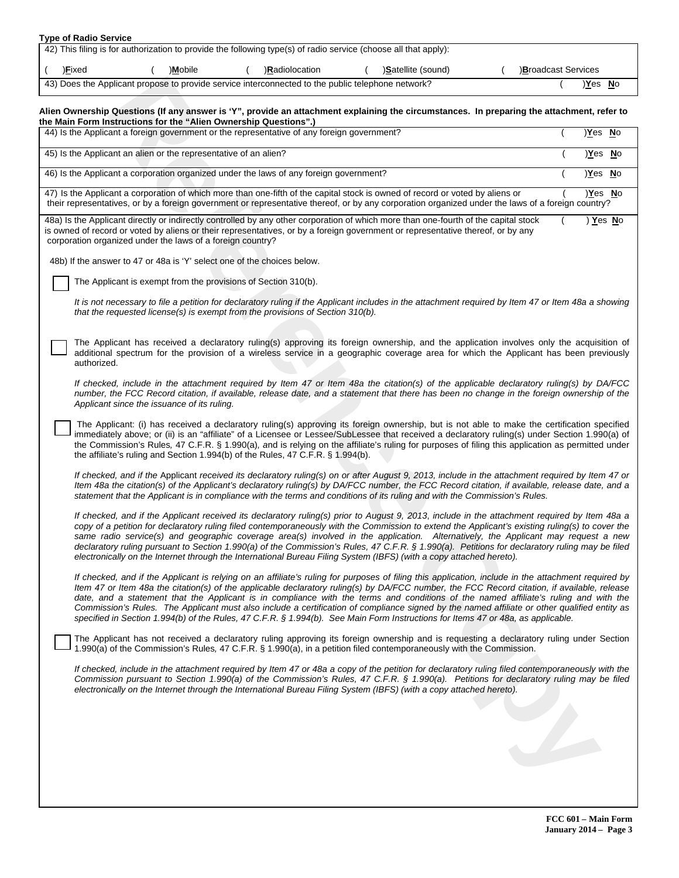**Type of Radio Service**

42) This filing is for authorization to provide the following type(s) of radio service (choose all that apply):

( )**F**ixed    ( )**M**obile    ( )**R**adiolocation    ( )**S**atellite (sound)    ( )**B**roadcast Services

43) Does the Applicant propose to provide service interconnected to the public telephone network? ( )**Y**es **N**o

**Alien Ownership Questions (If any answer is 'Y", provide an attachment explaining the circumstances. In preparing the attachment, refer to the Main Form Instructions for the "Alien Ownership Questions".)**

44) Is the Applicant a foreign government or the representative of any foreign government? ( )**Y**es **N**o

45) Is the Applicant an alien or the representative of an alien? ( )**Y**es **N**o

46) Is the Applicant a corporation organized under the laws of any foreign government? ( )**Y**es **N**o

47) Is the Applicant a corporation of which more than one-fifth of the capital stock is owned of record or voted by aliens or their representatives, or by a foreign government or representative thereof, or by any corporation organized under the laws of a foreign country? ( )**Y**es **N**o

48a) Is the Applicant directly or indirectly controlled by any other corporation of which more than one-fourth of the capital stock is owned of record or voted by aliens or their representatives, or by a foreign government or representative thereof, or by any corporation organized under the laws of a foreign country? ( ) **Y**es **N**o

48b) If the answer to 47 or 48a is 'Y' select one of the choices below.

☐ The Applicant is exempt from the provisions of Section 310(b).

*It is not necessary to file a petition for declaratory ruling if the Applicant includes in the attachment required by Item 47 or Item 48a a showing that the requested license(s) is exempt from the provisions of Section 310(b).*

☐ The Applicant has received a declaratory ruling(s) approving its foreign ownership, and the application involves only the acquisition of additional spectrum for the provision of a wireless service in a geographic coverage area for which the Applicant has been previously authorized.

*If checked, include in the attachment required by Item 47 or Item 48a the citation(s) of the applicable declaratory ruling(s) by DA/FCC number, the FCC Record citation, if available, release date, and a statement that there has been no change in the foreign ownership of the Applicant since the issuance of its ruling.*

☐ The Applicant: (i) has received a declaratory ruling(s) approving its foreign ownership, but is not able to make the certification specified immediately above; or (ii) is an "affiliate" of a Licensee or Lessee/SubLessee that received a declaratory ruling(s) under Section 1.990(a) of the Commission's Rules, 47 C.F.R. § 1.990(a), and is relying on the affiliate's ruling for purposes of filing this application as permitted under the affiliate's ruling and Section 1.994(b) of the Rules, 47 C.F.R. § 1.994(b).

*If checked, and if the* Applicant *received its declaratory ruling(s) on or after August 9, 2013, include in the attachment required by Item 47 or Item 48a the citation(s) of the Applicant's declaratory ruling(s) by DA/FCC number, the FCC Record citation, if available, release date, and a statement that the Applicant is in compliance with the terms and conditions of its ruling and with the Commission's Rules.*

*If checked, and if the Applicant received its declaratory ruling(s) prior to August 9, 2013, include in the attachment required by Item 48a a copy of a petition for declaratory ruling filed contemporaneously with the Commission to extend the Applicant's existing ruling(s) to cover the same radio service(s) and geographic coverage area(s) involved in the application. Alternatively, the Applicant may request a new declaratory ruling pursuant to Section 1.990(a) of the Commission's Rules, 47 C.F.R. § 1.990(a). Petitions for declaratory ruling may be filed electronically on the Internet through the International Bureau Filing System (IBFS) (with a copy attached hereto).*

*If checked, and if the Applicant is relying on an affiliate's ruling for purposes of filing this application, include in the attachment required by Item 47 or Item 48a the citation(s) of the applicable declaratory ruling(s) by DA/FCC number, the FCC Record citation, if available, release date, and a statement that the Applicant is in compliance with the terms and conditions of the named affiliate's ruling and with the Commission's Rules. The Applicant must also include a certification of compliance signed by the named affiliate or other qualified entity as specified in Section 1.994(b) of the Rules, 47 C.F.R. § 1.994(b). See Main Form Instructions for Items 47 or 48a, as applicable.*

☐ The Applicant has not received a declaratory ruling approving its foreign ownership and is requesting a declaratory ruling under Section 1.990(a) of the Commission's Rules, 47 C.F.R. § 1.990(a), in a petition filed contemporaneously with the Commission.

*If checked, include in the attachment required by Item 47 or 48a a copy of the petition for declaratory ruling filed contemporaneously with the Commission pursuant to Section 1.990(a) of the Commission's Rules, 47 C.F.R. § 1.990(a). Petitions for declaratory ruling may be filed electronically on the Internet through the International Bureau Filing System (IBFS) (with a copy attached hereto).*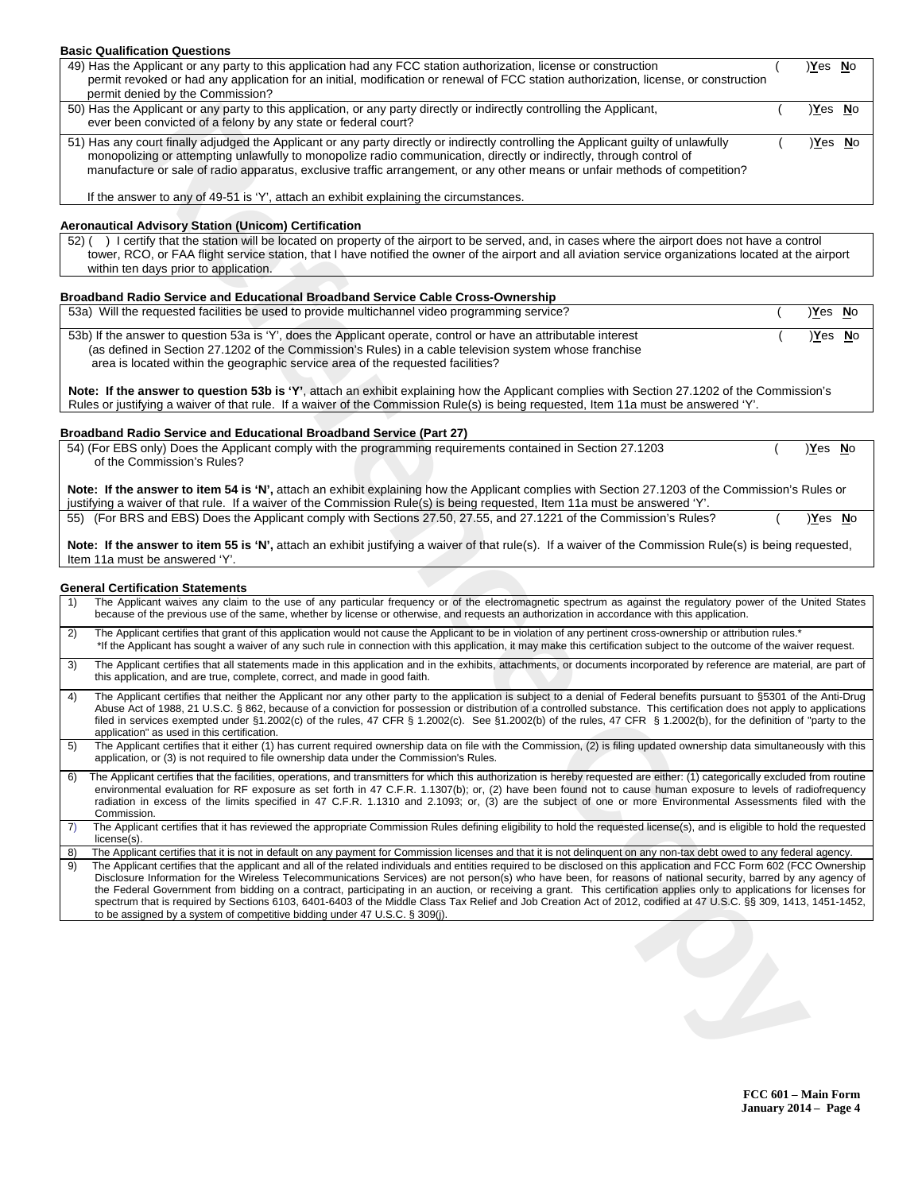**Basic Qualification Questions**

| | |
|---|---|
| 49) Has the Applicant or any party to this application had any FCC station authorization, license or construction permit revoked or had any application for an initial, modification or renewal of FCC station authorization, license, or construction permit denied by the Commission? | ( )Yes No |
| 50) Has the Applicant or any party to this application, or any party directly or indirectly controlling the Applicant, ever been convicted of a felony by any state or federal court? | ( )Yes No |
| 51) Has any court finally adjudged the Applicant or any party directly or indirectly controlling the Applicant guilty of unlawfully monopolizing or attempting unlawfully to monopolize radio communication, directly or indirectly, through control of manufacture or sale of radio apparatus, exclusive traffic arrangement, or any other means or unfair methods of competition?<br><br>If the answer to any of 49-51 is 'Y', attach an exhibit explaining the circumstances. | ( )Yes No |

**Aeronautical Advisory Station (Unicom) Certification**

52) ( ) I certify that the station will be located on property of the airport to be served, and, in cases where the airport does not have a control tower, RCO, or FAA flight service station, that I have notified the owner of the airport and all aviation service organizations located at the airport within ten days prior to application.

**Broadband Radio Service and Educational Broadband Service Cable Cross-Ownership**

| | |
|---|---|
| 53a) Will the requested facilities be used to provide multichannel video programming service? | ( )Yes No |
| 53b) If the answer to question 53a is 'Y', does the Applicant operate, control or have an attributable interest (as defined in Section 27.1202 of the Commission's Rules) in a cable television system whose franchise area is located within the geographic service area of the requested facilities?<br><br>**Note: If the answer to question 53b is 'Y'**, attach an exhibit explaining how the Applicant complies with Section 27.1202 of the Commission's Rules or justifying a waiver of that rule. If a waiver of the Commission Rule(s) is being requested, Item 11a must be answered 'Y'. | ( )Yes No |

**Broadband Radio Service and Educational Broadband Service (Part 27)**

| | |
|---|---|
| 54) (For EBS only) Does the Applicant comply with the programming requirements contained in Section 27.1203 of the Commission's Rules?<br><br>**Note: If the answer to item 54 is 'N',** attach an exhibit explaining how the Applicant complies with Section 27.1203 of the Commission's Rules or justifying a waiver of that rule. If a waiver of the Commission Rule(s) is being requested, Item 11a must be answered 'Y'. | ( )Yes No |
| 55) (For BRS and EBS) Does the Applicant comply with Sections 27.50, 27.55, and 27.1221 of the Commission's Rules?<br><br>**Note: If the answer to item 55 is 'N',** attach an exhibit justifying a waiver of that rule(s). If a waiver of the Commission Rule(s) is being requested, Item 11a must be answered 'Y'. | ( )Yes No |

**General Certification Statements**

1) The Applicant waives any claim to the use of any particular frequency or of the electromagnetic spectrum as against the regulatory power of the United States because of the previous use of the same, whether by license or otherwise, and requests an authorization in accordance with this application.

2) The Applicant certifies that grant of this application would not cause the Applicant to be in violation of any pertinent cross-ownership or attribution rules.*
*If the Applicant has sought a waiver of any such rule in connection with this application, it may make this certification subject to the outcome of the waiver request.

3) The Applicant certifies that all statements made in this application and in the exhibits, attachments, or documents incorporated by reference are material, are part of this application, and are true, complete, correct, and made in good faith.

4) The Applicant certifies that neither the Applicant nor any other party to the application is subject to a denial of Federal benefits pursuant to §5301 of the Anti-Drug Abuse Act of 1988, 21 U.S.C. § 862, because of a conviction for possession or distribution of a controlled substance. This certification does not apply to applications filed in services exempted under §1.2002(c) of the rules, 47 CFR § 1.2002(c). See §1.2002(b) of the rules, 47 CFR § 1.2002(b), for the definition of "party to the application" as used in this certification.

5) The Applicant certifies that it either (1) has current required ownership data on file with the Commission, (2) is filing updated ownership data simultaneously with this application, or (3) is not required to file ownership data under the Commission's Rules.

6) The Applicant certifies that the facilities, operations, and transmitters for which this authorization is hereby requested are either: (1) categorically excluded from routine environmental evaluation for RF exposure as set forth in 47 C.F.R. 1.1307(b); or, (2) have been found not to cause human exposure to levels of radiofrequency radiation in excess of the limits specified in 47 C.F.R. 1.1310 and 2.1093; or, (3) are the subject of one or more Environmental Assessments filed with the Commission.

7) The Applicant certifies that it has reviewed the appropriate Commission Rules defining eligibility to hold the requested license(s), and is eligible to hold the requested license(s).

8) The Applicant certifies that it is not in default on any payment for Commission licenses and that it is not delinquent on any non-tax debt owed to any federal agency.

9) The Applicant certifies that the applicant and all of the related individuals and entities required to be disclosed on this application and FCC Form 602 (FCC Ownership Disclosure Information for the Wireless Telecommunications Services) are not person(s) who have been, for reasons of national security, barred by any agency of the Federal Government from bidding on a contract, participating in an auction, or receiving a grant. This certification applies only to applications for licenses for spectrum that is required by Sections 6103, 6401-6403 of the Middle Class Tax Relief and Job Creation Act of 2012, codified at 47 U.S.C. §§ 309, 1413, 1451-1452, to be assigned by a system of competitive bidding under 47 U.S.C. § 309(j).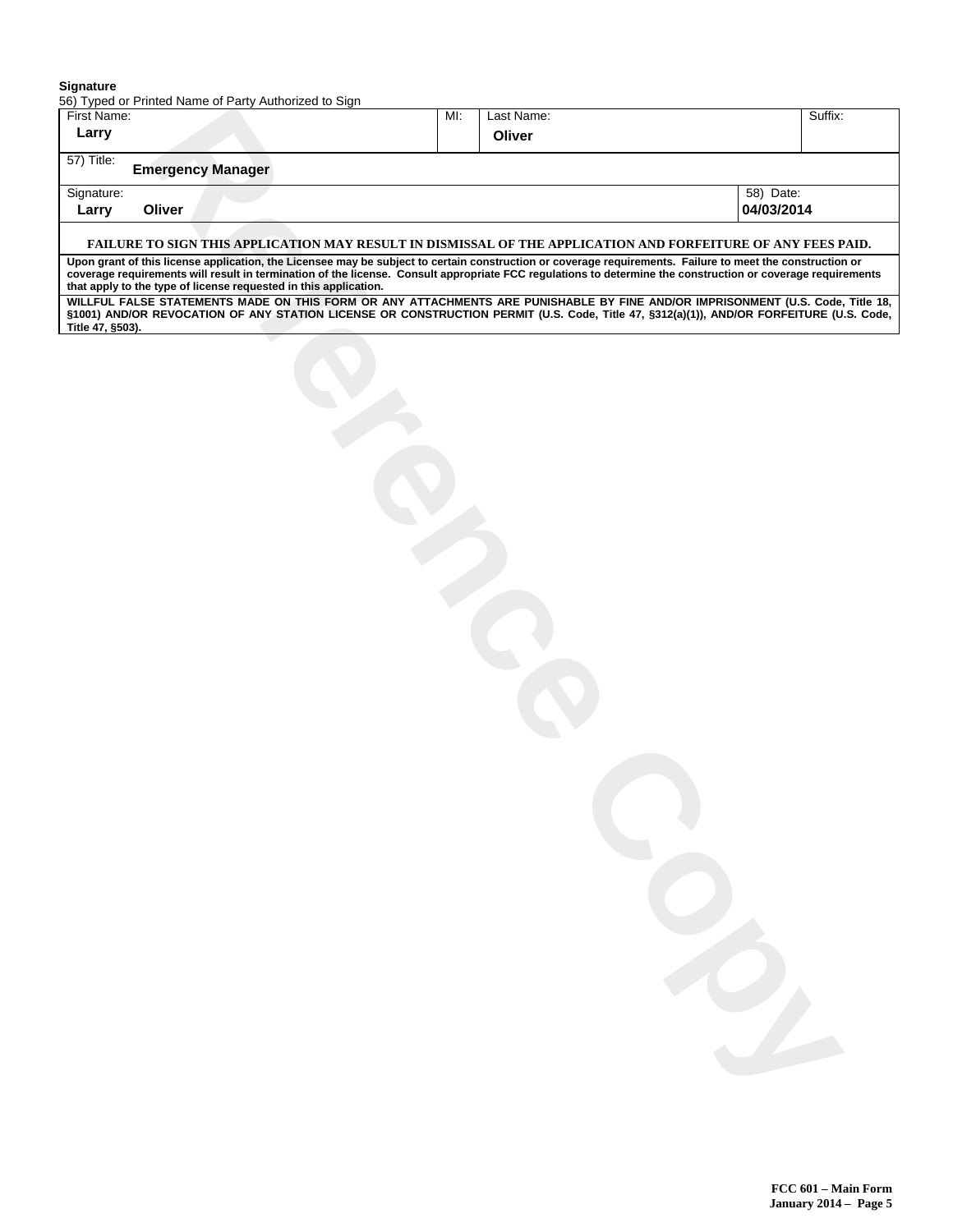**Signature**

56) Typed or Printed Name of Party Authorized to Sign

| First Name: | MI: | Last Name: | Suffix: |
|---|---|---|---|
| Larry | | Oliver | |

| 57) Title: |
|---|
| Emergency Manager |

| Signature: | 58) Date: |
|---|---|
| Larry Oliver | 04/03/2014 |

**FAILURE TO SIGN THIS APPLICATION MAY RESULT IN DISMISSAL OF THE APPLICATION AND FORFEITURE OF ANY FEES PAID.**

**Upon grant of this license application, the Licensee may be subject to certain construction or coverage requirements. Failure to meet the construction or coverage requirements will result in termination of the license. Consult appropriate FCC regulations to determine the construction or coverage requirements that apply to the type of license requested in this application.**

**WILLFUL FALSE STATEMENTS MADE ON THIS FORM OR ANY ATTACHMENTS ARE PUNISHABLE BY FINE AND/OR IMPRISONMENT (U.S. Code, Title 18, §1001) AND/OR REVOCATION OF ANY STATION LICENSE OR CONSTRUCTION PERMIT (U.S. Code, Title 47, §312(a)(1)), AND/OR FORFEITURE (U.S. Code, Title 47, §503).**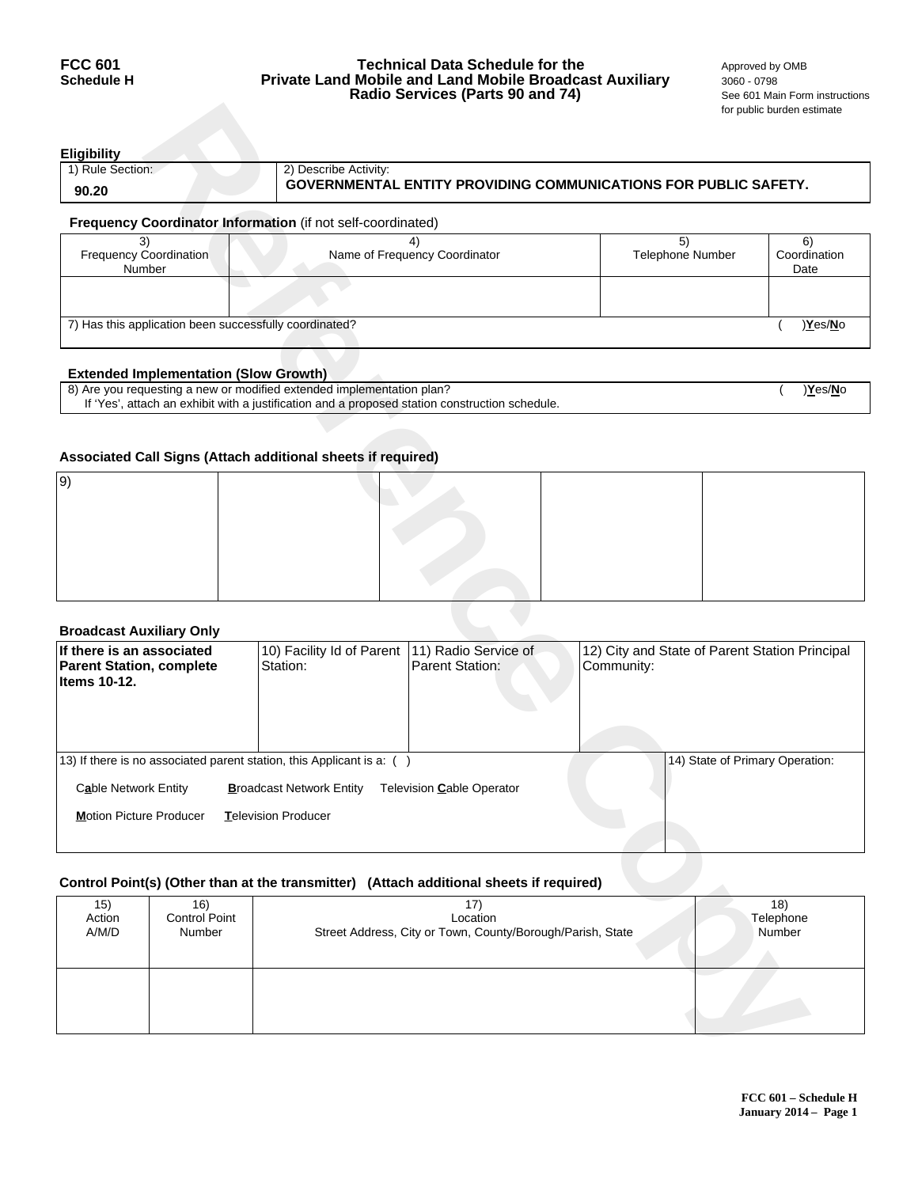**FCC 601**
**Schedule H**

**Technical Data Schedule for the Private Land Mobile and Land Mobile Broadcast Auxiliary Radio Services (Parts 90 and 74)**

Approved by OMB
3060 - 0798
See 601 Main Form instructions for public burden estimate

### Eligibility

| 1) Rule Section: | 2) Describe Activity: |
|---|---|
| **90.20** | **GOVERNMENTAL ENTITY PROVIDING COMMUNICATIONS FOR PUBLIC SAFETY.** |

### Frequency Coordinator Information (if not self-coordinated)

| 3) Frequency Coordination Number | 4) Name of Frequency Coordinator | 5) Telephone Number | 6) Coordination Date |
|---|---|---|---|
| | | | |

7) Has this application been successfully coordinated? ( )**Y**es/**N**o

### Extended Implementation (Slow Growth)

8) Are you requesting a new or modified extended implementation plan? ( )**Y**es/**N**o
If 'Yes', attach an exhibit with a justification and a proposed station construction schedule.

### Associated Call Signs (Attach additional sheets if required)

| 9) | | | | |
|---|---|---|---|---|
| | | | | |

### Broadcast Auxiliary Only

| **If there is an associated Parent Station, complete Items 10-12.** | 10) Facility Id of Parent Station: | 11) Radio Service of Parent Station: | 12) City and State of Parent Station Principal Community: |
|---|---|---|---|
| | | | |

13) If there is no associated parent station, this Applicant is a: ( )

C**a**ble Network Entity **B**roadcast Network Entity Television **C**able Operator

**M**otion Picture Producer **T**elevision Producer

14) State of Primary Operation:

### Control Point(s) (Other than at the transmitter) (Attach additional sheets if required)

| 15) Action A/M/D | 16) Control Point Number | 17) Location Street Address, City or Town, County/Borough/Parish, State | 18) Telephone Number |
|---|---|---|---|
| | | | |

**FCC 601 – Schedule H**
**January 2014 – Page 1**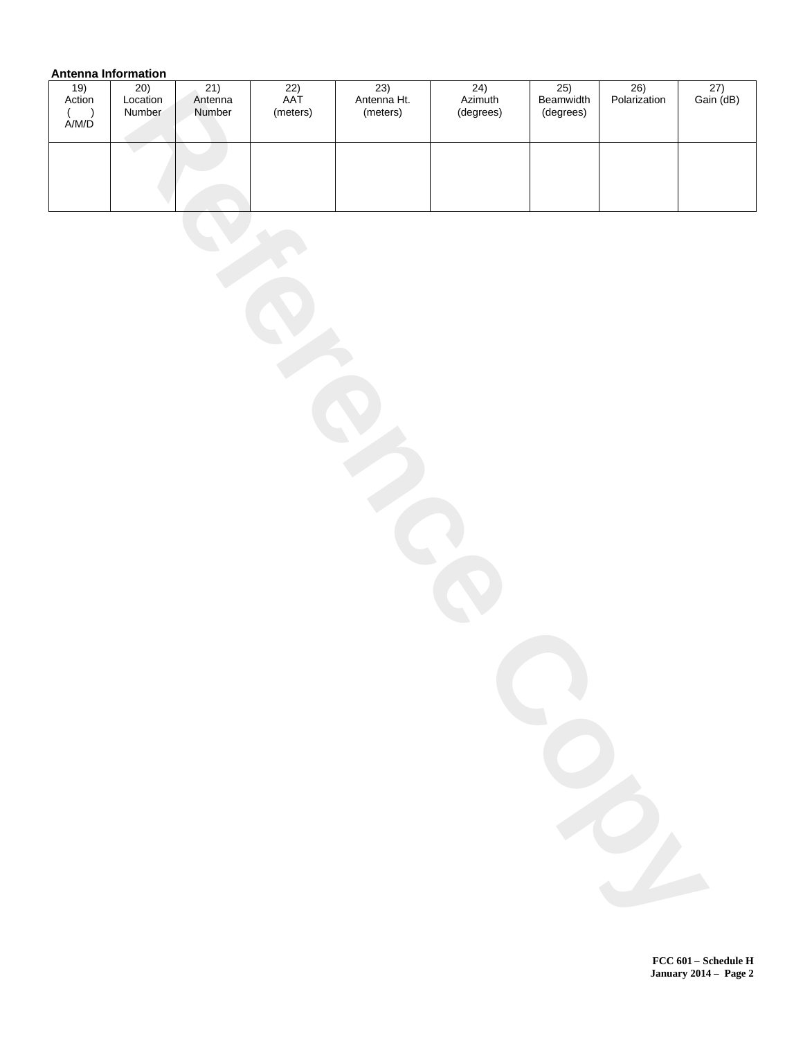**Antenna Information**

| 19) Action ( ) A/M/D | 20) Location Number | 21) Antenna Number | 22) AAT (meters) | 23) Antenna Ht. (meters) | 24) Azimuth (degrees) | 25) Beamwidth (degrees) | 26) Polarization | 27) Gain (dB) |
|---|---|---|---|---|---|---|---|---|
| | | | | | | | | |

Reference Copy

FCC 601 – Schedule H
January 2014 – Page 2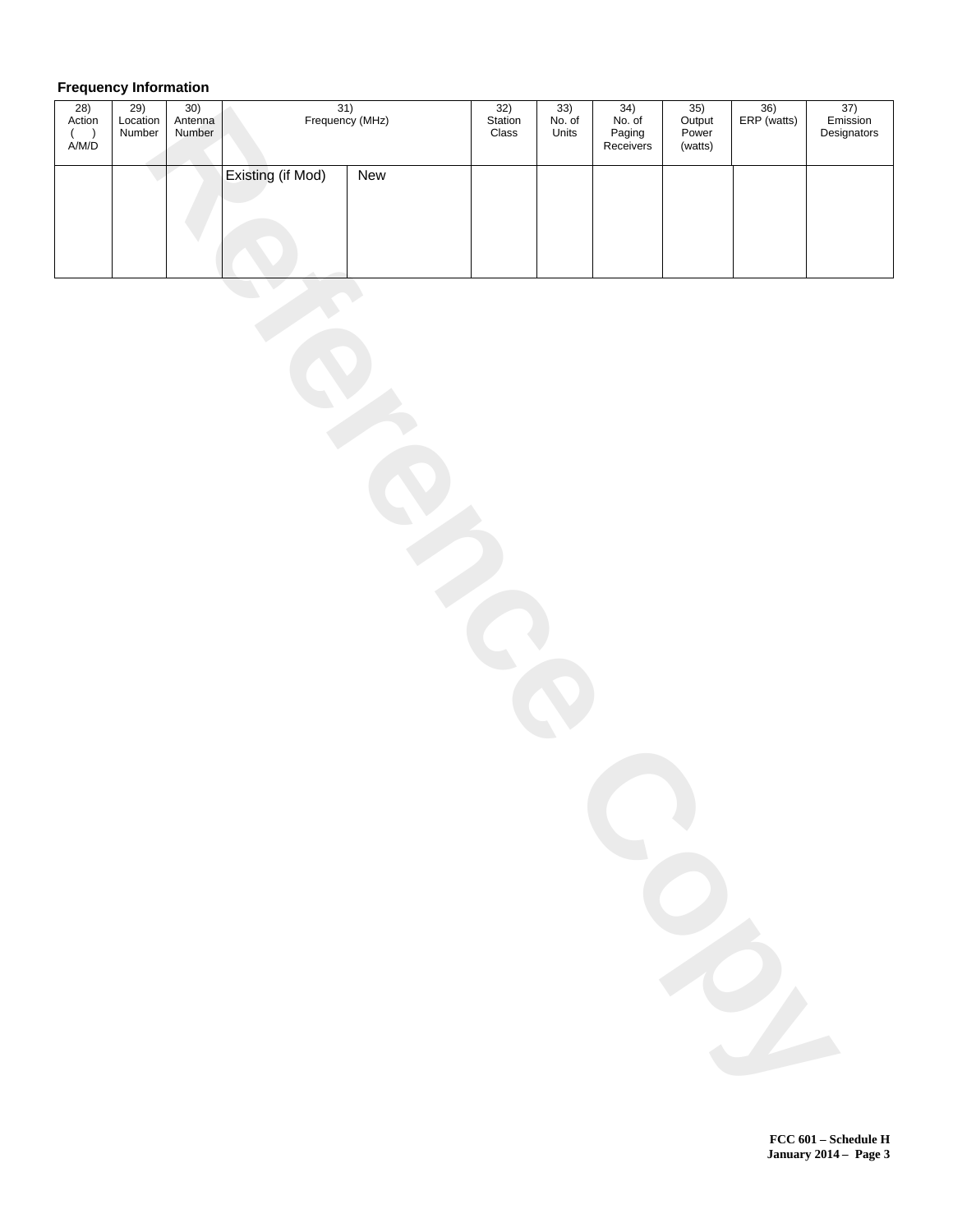**Frequency Information**

| 28) Action ( ) A/M/D | 29) Location Number | 30) Antenna Number | 31) Frequency (MHz) | | 32) Station Class | 33) No. of Units | 34) No. of Paging Receivers | 35) Output Power (watts) | 36) ERP (watts) | 37) Emission Designators |
|---|---|---|---|---|---|---|---|---|---|---|
| | | | Existing (if Mod) | New | | | | | | |

Reference Copy

FCC 601 – Schedule H
January 2014 – Page 3